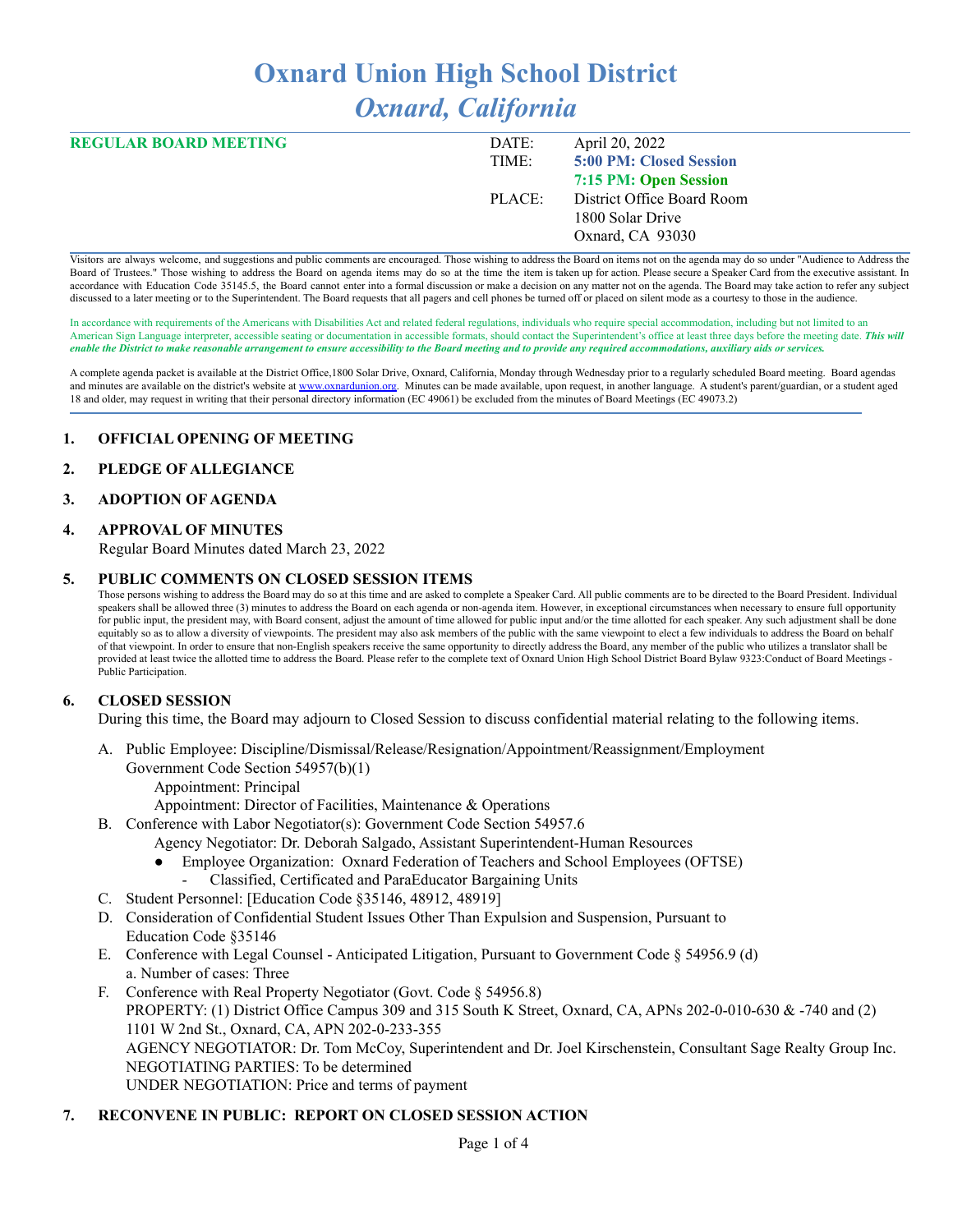# Oxnard Union High School District

## *Oxnard, California*

| **REGULAR BOARD MEETING** | DATE: | April 20, 2022 |
|---|---|---|
| | TIME: | **5:00 PM: Closed Session** |
| | | **7:15 PM: Open Session** |
| | PLACE: | District Office Board Room |
| | | 1800 Solar Drive |
| | | Oxnard, CA 93030 |

Visitors are always welcome, and suggestions and public comments are encouraged. Those wishing to address the Board on items not on the agenda may do so under "Audience to Address the Board of Trustees." Those wishing to address the Board on agenda items may do so at the time the item is taken up for action. Please secure a Speaker Card from the executive assistant. In accordance with Education Code 35145.5, the Board cannot enter into a formal discussion or make a decision on any matter not on the agenda. The Board may take action to refer any subject discussed to a later meeting or to the Superintendent. The Board requests that all pagers and cell phones be turned off or placed on silent mode as a courtesy to those in the audience.

In accordance with requirements of the Americans with Disabilities Act and related federal regulations, individuals who require special accommodation, including but not limited to an American Sign Language interpreter, accessible seating or documentation in accessible formats, should contact the Superintendent's office at least three days before the meeting date. ***This will enable the District to make reasonable arrangement to ensure accessibility to the Board meeting and to provide any required accommodations, auxiliary aids or services.***

A complete agenda packet is available at the District Office,1800 Solar Drive, Oxnard, California, Monday through Wednesday prior to a regularly scheduled Board meeting. Board agendas and minutes are available on the district's website at www.oxnardunion.org. Minutes can be made available, upon request, in another language. A student's parent/guardian, or a student aged 18 and older, may request in writing that their personal directory information (EC 49061) be excluded from the minutes of Board Meetings (EC 49073.2)

## 1. OFFICIAL OPENING OF MEETING

## 2. PLEDGE OF ALLEGIANCE

## 3. ADOPTION OF AGENDA

## 4. APPROVAL OF MINUTES

Regular Board Minutes dated March 23, 2022

## 5. PUBLIC COMMENTS ON CLOSED SESSION ITEMS

Those persons wishing to address the Board may do so at this time and are asked to complete a Speaker Card. All public comments are to be directed to the Board President. Individual speakers shall be allowed three (3) minutes to address the Board on each agenda or non-agenda item. However, in exceptional circumstances when necessary to ensure full opportunity for public input, the president may, with Board consent, adjust the amount of time allowed for public input and/or the time allotted for each speaker. Any such adjustment shall be done equitably so as to allow a diversity of viewpoints. The president may also ask members of the public with the same viewpoint to elect a few individuals to address the Board on behalf of that viewpoint. In order to ensure that non-English speakers receive the same opportunity to directly address the Board, any member of the public who utilizes a translator shall be provided at least twice the allotted time to address the Board. Please refer to the complete text of Oxnard Union High School District Board Bylaw 9323:Conduct of Board Meetings - Public Participation.

## 6. CLOSED SESSION

During this time, the Board may adjourn to Closed Session to discuss confidential material relating to the following items.

A. Public Employee: Discipline/Dismissal/Release/Resignation/Appointment/Reassignment/Employment
   Government Code Section 54957(b)(1)
   - Appointment: Principal
   - Appointment: Director of Facilities, Maintenance & Operations

B. Conference with Labor Negotiator(s): Government Code Section 54957.6
   Agency Negotiator: Dr. Deborah Salgado, Assistant Superintendent-Human Resources
   - Employee Organization: Oxnard Federation of Teachers and School Employees (OFTSE)
     - Classified, Certificated and ParaEducator Bargaining Units

C. Student Personnel: [Education Code §35146, 48912, 48919]

D. Consideration of Confidential Student Issues Other Than Expulsion and Suspension, Pursuant to Education Code §35146

E. Conference with Legal Counsel - Anticipated Litigation, Pursuant to Government Code § 54956.9 (d)
   a. Number of cases: Three

F. Conference with Real Property Negotiator (Govt. Code § 54956.8)
   PROPERTY: (1) District Office Campus 309 and 315 South K Street, Oxnard, CA, APNs 202-0-010-630 & -740 and (2) 1101 W 2nd St., Oxnard, CA, APN 202-0-233-355
   AGENCY NEGOTIATOR: Dr. Tom McCoy, Superintendent and Dr. Joel Kirschenstein, Consultant Sage Realty Group Inc.
   NEGOTIATING PARTIES: To be determined
   UNDER NEGOTIATION: Price and terms of payment

## 7. RECONVENE IN PUBLIC: REPORT ON CLOSED SESSION ACTION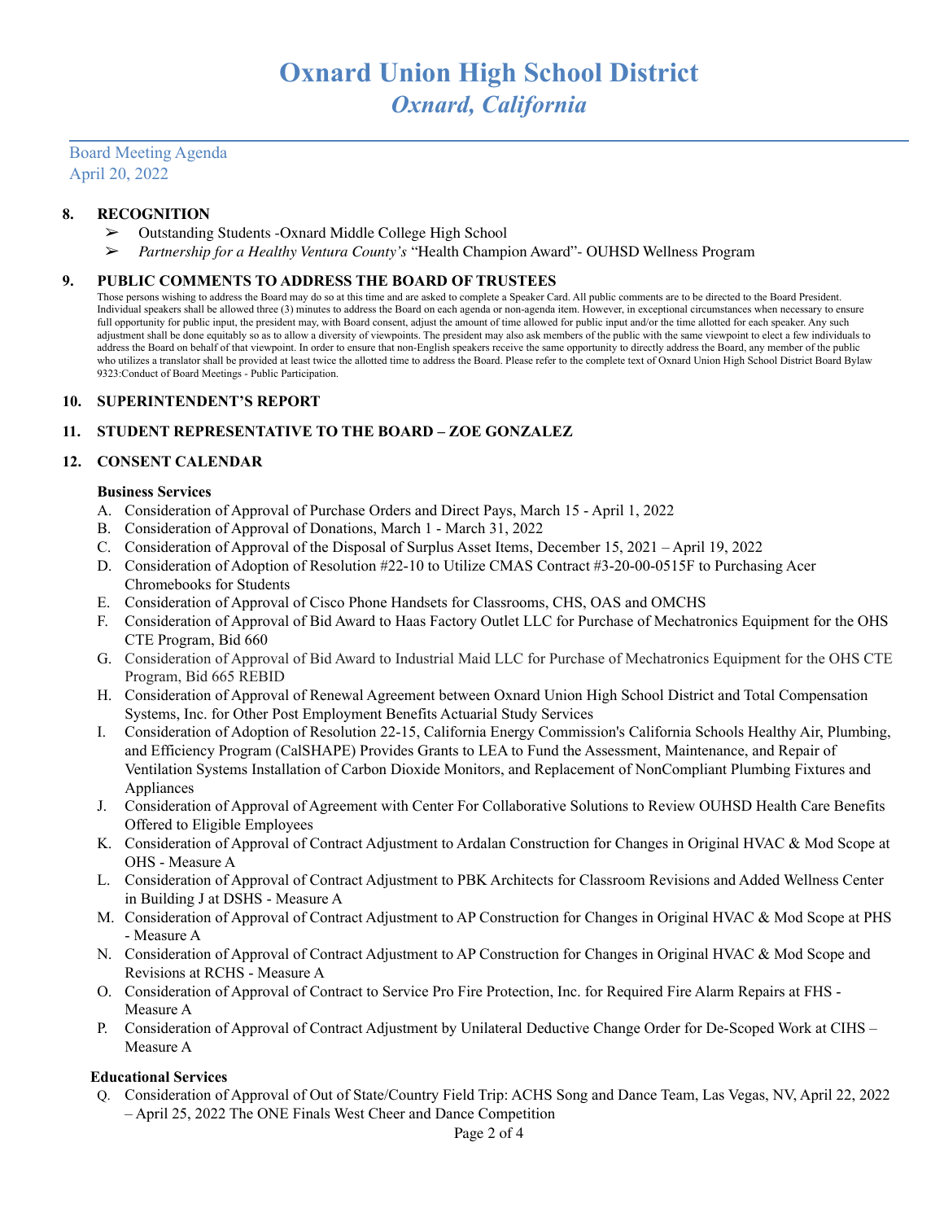# Oxnard Union High School District
## *Oxnard, California*

Board Meeting Agenda
April 20, 2022

### 8. RECOGNITION

- Outstanding Students -Oxnard Middle College High School
- *Partnership for a Healthy Ventura County's* "Health Champion Award"- OUHSD Wellness Program

### 9. PUBLIC COMMENTS TO ADDRESS THE BOARD OF TRUSTEES

Those persons wishing to address the Board may do so at this time and are asked to complete a Speaker Card. All public comments are to be directed to the Board President. Individual speakers shall be allowed three (3) minutes to address the Board on each agenda or non-agenda item. However, in exceptional circumstances when necessary to ensure full opportunity for public input, the president may, with Board consent, adjust the amount of time allowed for public input and/or the time allotted for each speaker. Any such adjustment shall be done equitably so as to allow a diversity of viewpoints. The president may also ask members of the public with the same viewpoint to elect a few individuals to address the Board on behalf of that viewpoint. In order to ensure that non-English speakers receive the same opportunity to directly address the Board, any member of the public who utilizes a translator shall be provided at least twice the allotted time to address the Board. Please refer to the complete text of Oxnard Union High School District Board Bylaw 9323:Conduct of Board Meetings - Public Participation.

### 10. SUPERINTENDENT'S REPORT

### 11. STUDENT REPRESENTATIVE TO THE BOARD – ZOE GONZALEZ

### 12. CONSENT CALENDAR

**Business Services**

A. Consideration of Approval of Purchase Orders and Direct Pays, March 15 - April 1, 2022
B. Consideration of Approval of Donations, March 1 - March 31, 2022
C. Consideration of Approval of the Disposal of Surplus Asset Items, December 15, 2021 – April 19, 2022
D. Consideration of Adoption of Resolution #22-10 to Utilize CMAS Contract #3-20-00-0515F to Purchasing Acer Chromebooks for Students
E. Consideration of Approval of Cisco Phone Handsets for Classrooms, CHS, OAS and OMCHS
F. Consideration of Approval of Bid Award to Haas Factory Outlet LLC for Purchase of Mechatronics Equipment for the OHS CTE Program, Bid 660
G. Consideration of Approval of Bid Award to Industrial Maid LLC for Purchase of Mechatronics Equipment for the OHS CTE Program, Bid 665 REBID
H. Consideration of Approval of Renewal Agreement between Oxnard Union High School District and Total Compensation Systems, Inc. for Other Post Employment Benefits Actuarial Study Services
I. Consideration of Adoption of Resolution 22-15, California Energy Commission's California Schools Healthy Air, Plumbing, and Efficiency Program (CalSHAPE) Provides Grants to LEA to Fund the Assessment, Maintenance, and Repair of Ventilation Systems Installation of Carbon Dioxide Monitors, and Replacement of NonCompliant Plumbing Fixtures and Appliances
J. Consideration of Approval of Agreement with Center For Collaborative Solutions to Review OUHSD Health Care Benefits Offered to Eligible Employees
K. Consideration of Approval of Contract Adjustment to Ardalan Construction for Changes in Original HVAC & Mod Scope at OHS - Measure A
L. Consideration of Approval of Contract Adjustment to PBK Architects for Classroom Revisions and Added Wellness Center in Building J at DSHS - Measure A
M. Consideration of Approval of Contract Adjustment to AP Construction for Changes in Original HVAC & Mod Scope at PHS - Measure A
N. Consideration of Approval of Contract Adjustment to AP Construction for Changes in Original HVAC & Mod Scope and Revisions at RCHS - Measure A
O. Consideration of Approval of Contract to Service Pro Fire Protection, Inc. for Required Fire Alarm Repairs at FHS - Measure A
P. Consideration of Approval of Contract Adjustment by Unilateral Deductive Change Order for De-Scoped Work at CIHS – Measure A

**Educational Services**

Q. Consideration of Approval of Out of State/Country Field Trip: ACHS Song and Dance Team, Las Vegas, NV, April 22, 2022 – April 25, 2022 The ONE Finals West Cheer and Dance Competition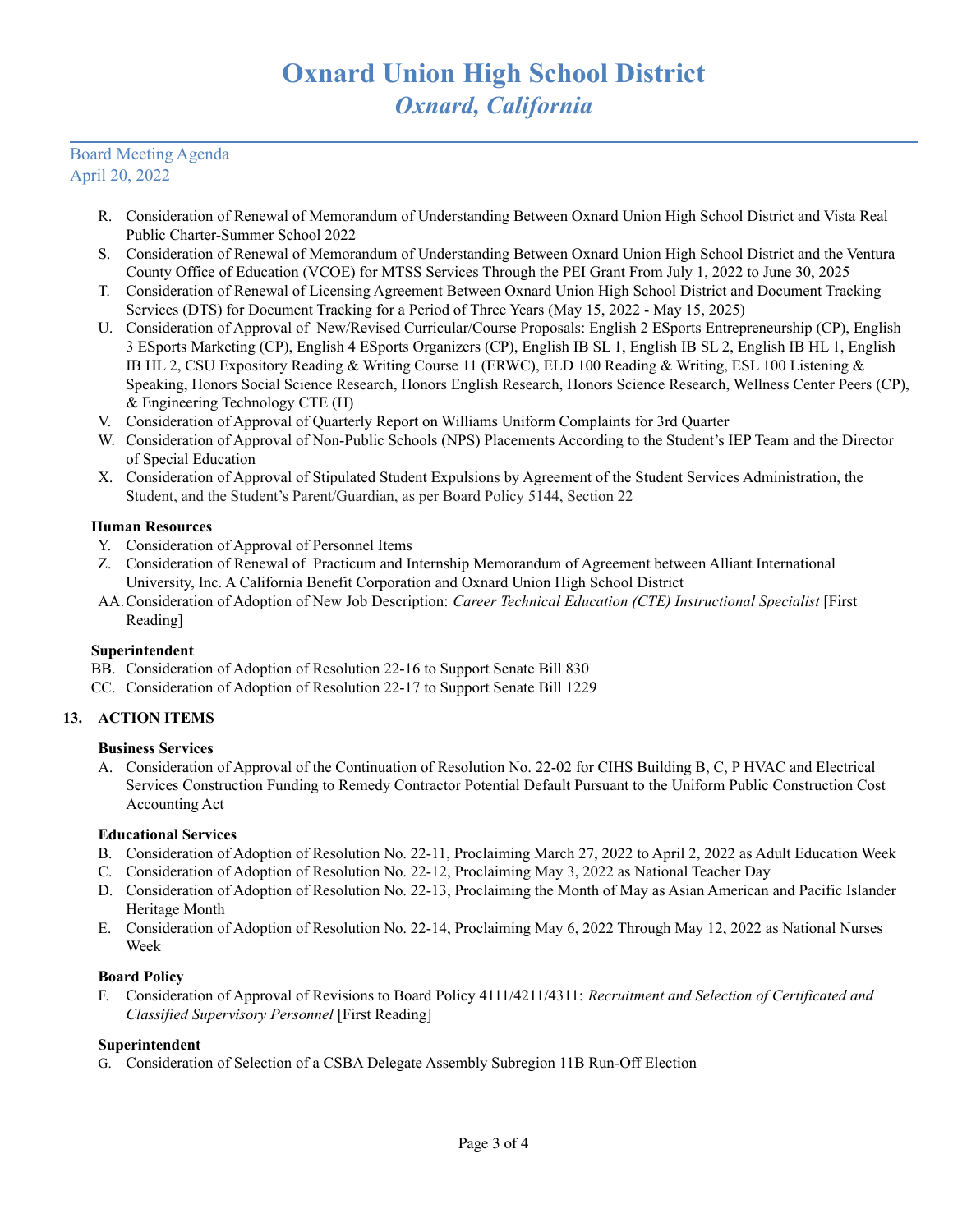R. Consideration of Renewal of Memorandum of Understanding Between Oxnard Union High School District and Vista Real Public Charter-Summer School 2022
S. Consideration of Renewal of Memorandum of Understanding Between Oxnard Union High School District and the Ventura County Office of Education (VCOE) for MTSS Services Through the PEI Grant From July 1, 2022 to June 30, 2025
T. Consideration of Renewal of Licensing Agreement Between Oxnard Union High School District and Document Tracking Services (DTS) for Document Tracking for a Period of Three Years (May 15, 2022 - May 15, 2025)
U. Consideration of Approval of New/Revised Curricular/Course Proposals: English 2 ESports Entrepreneurship (CP), English 3 ESports Marketing (CP), English 4 ESports Organizers (CP), English IB SL 1, English IB SL 2, English IB HL 1, English IB HL 2, CSU Expository Reading & Writing Course 11 (ERWC), ELD 100 Reading & Writing, ESL 100 Listening & Speaking, Honors Social Science Research, Honors English Research, Honors Science Research, Wellness Center Peers (CP), & Engineering Technology CTE (H)
V. Consideration of Approval of Quarterly Report on Williams Uniform Complaints for 3rd Quarter
W. Consideration of Approval of Non-Public Schools (NPS) Placements According to the Student's IEP Team and the Director of Special Education
X. Consideration of Approval of Stipulated Student Expulsions by Agreement of the Student Services Administration, the Student, and the Student's Parent/Guardian, as per Board Policy 5144, Section 22

**Human Resources**

Y. Consideration of Approval of Personnel Items
Z. Consideration of Renewal of Practicum and Internship Memorandum of Agreement between Alliant International University, Inc. A California Benefit Corporation and Oxnard Union High School District
AA. Consideration of Adoption of New Job Description: *Career Technical Education (CTE) Instructional Specialist* [First Reading]

**Superintendent**

BB. Consideration of Adoption of Resolution 22-16 to Support Senate Bill 830
CC. Consideration of Adoption of Resolution 22-17 to Support Senate Bill 1229

**13. ACTION ITEMS**

**Business Services**

A. Consideration of Approval of the Continuation of Resolution No. 22-02 for CIHS Building B, C, P HVAC and Electrical Services Construction Funding to Remedy Contractor Potential Default Pursuant to the Uniform Public Construction Cost Accounting Act

**Educational Services**

B. Consideration of Adoption of Resolution No. 22-11, Proclaiming March 27, 2022 to April 2, 2022 as Adult Education Week
C. Consideration of Adoption of Resolution No. 22-12, Proclaiming May 3, 2022 as National Teacher Day
D. Consideration of Adoption of Resolution No. 22-13, Proclaiming the Month of May as Asian American and Pacific Islander Heritage Month
E. Consideration of Adoption of Resolution No. 22-14, Proclaiming May 6, 2022 Through May 12, 2022 as National Nurses Week

**Board Policy**

F. Consideration of Approval of Revisions to Board Policy 4111/4211/4311: *Recruitment and Selection of Certificated and Classified Supervisory Personnel* [First Reading]

**Superintendent**

G. Consideration of Selection of a CSBA Delegate Assembly Subregion 11B Run-Off Election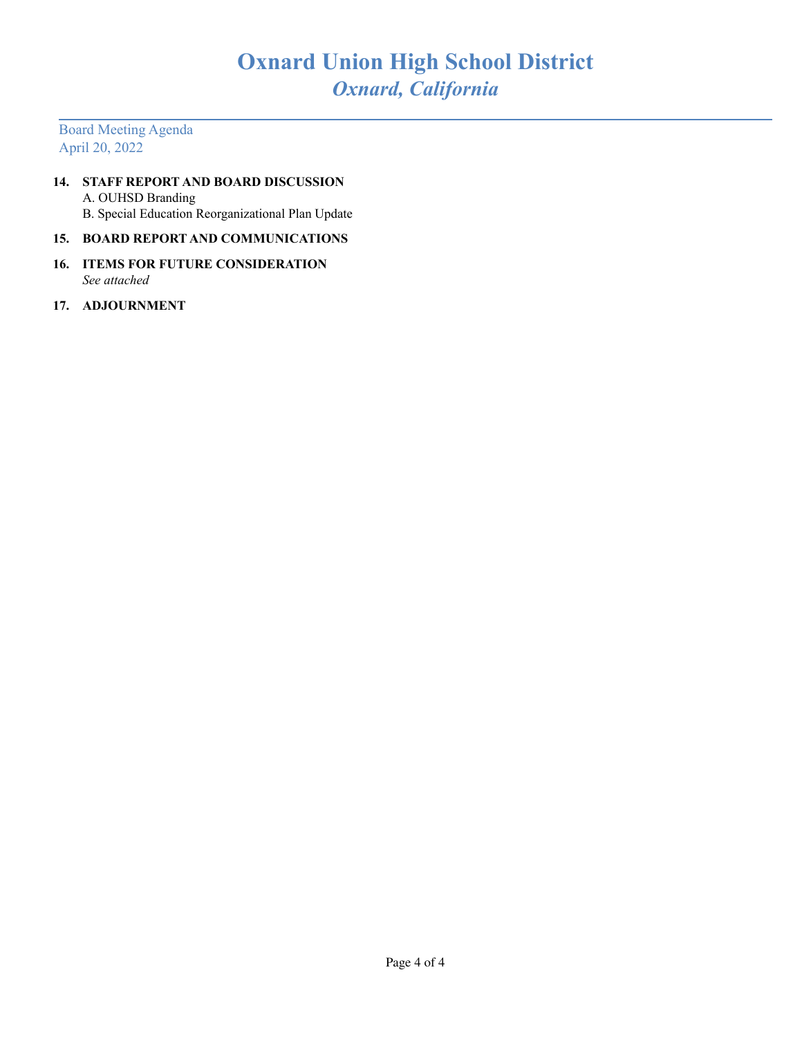# Oxnard Union High School District
## *Oxnard, California*

Board Meeting Agenda
April 20, 2022

**14. STAFF REPORT AND BOARD DISCUSSION**
A. OUHSD Branding
B. Special Education Reorganizational Plan Update

**15. BOARD REPORT AND COMMUNICATIONS**

**16. ITEMS FOR FUTURE CONSIDERATION**
*See attached*

**17. ADJOURNMENT**